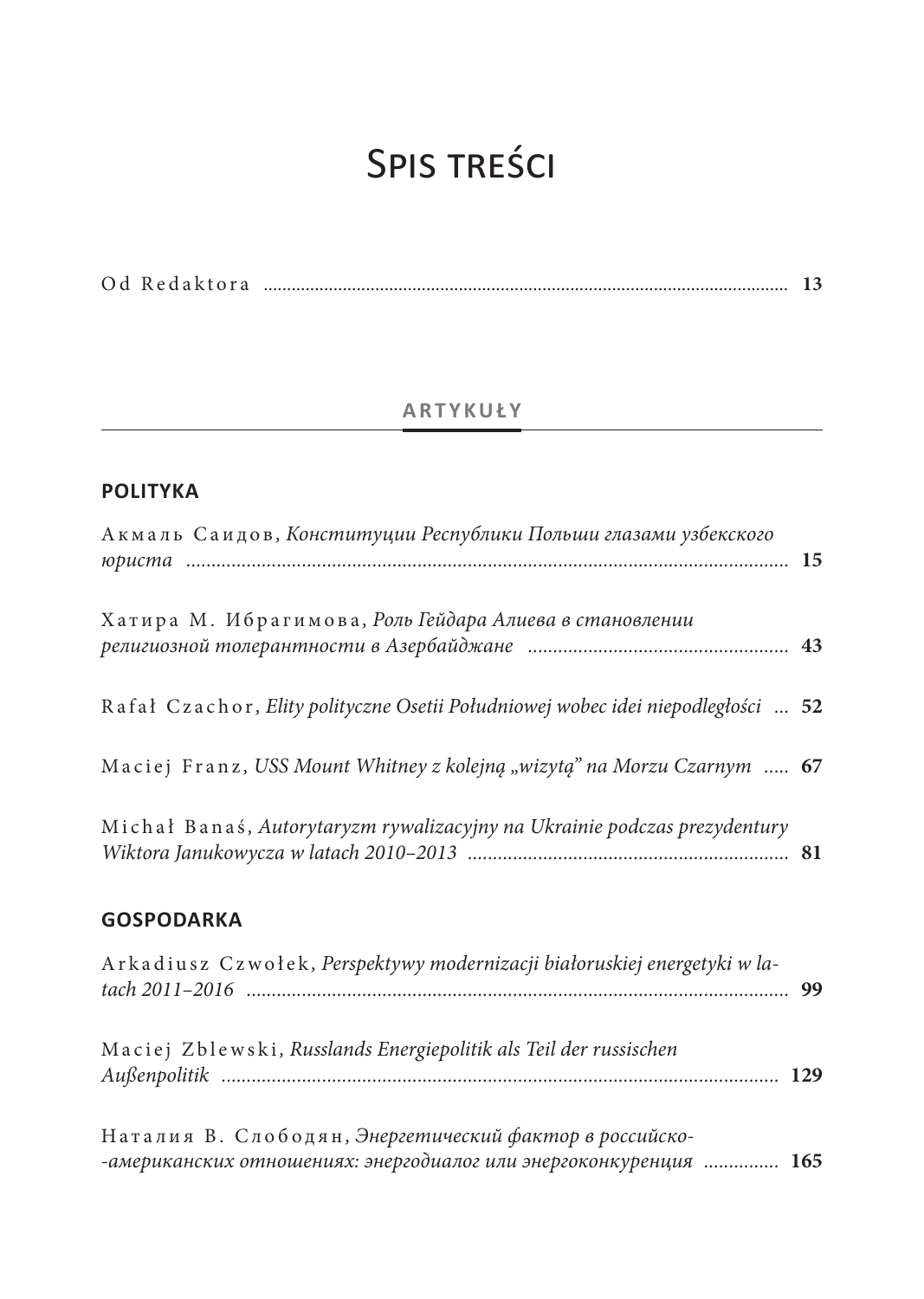# Spis treści

Od Redaktora ........................................................................................................ 13

## ARTYKUŁY

### POLITYKA

Акмаль Саидов, *Конституции Республики Польши глазами узбекского юриста* ........................................................................................................ 15

Хатира М. Ибрагимова, *Роль Гейдара Алиева в становлении религиозной толерантности в Азербайджане* .................................................. 43

Rafał Czachor, *Elity polityczne Osetii Południowej wobec idei niepodległości* ... 52

Maciej Franz, *USS Mount Whitney z kolejną „wizytą" na Morzu Czarnym* ..... 67

Michał Banaś, *Autorytaryzm rywalizacyjny na Ukrainie podczas prezydentury Wiktora Janukowycza w latach 2010–2013* .............................................................. 81

### GOSPODARKA

Arkadiusz Czwołek, *Perspektywy modernizacji białoruskiej energetyki w latach 2011–2016* ........................................................................................................ 99

Maciej Zblewski, *Russlands Energiepolitik als Teil der russischen Außenpolitik* ........................................................................................................ 129

Наталия В. Слободян, *Энергетический фактор в российско-американских отношениях: энергодиалог или энергоконкуренция* ............... 165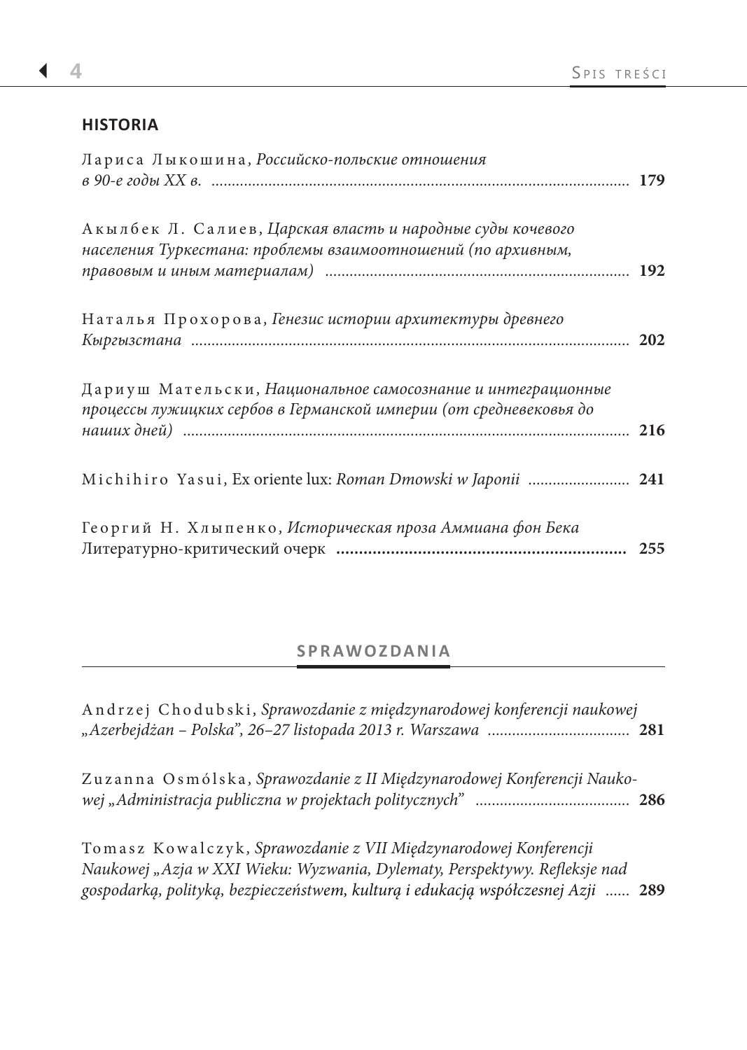## HISTORIA

Лариса Лыкошина, *Российско-польские отношения в 90-е годы XX в.* ..................... **179**

Акылбек Л. Салиев, *Царская власть и народные суды кочевого населения Туркестана: проблемы взаимоотношений (по архивным, правовым и иным материалам)* ..................... **192**

Наталья Прохорова, *Генезис истории архитектуры древнего Кыргызстана* ..................... **202**

Дариуш Мательски, *Национальное самосознание и интеграционные процессы лужицких сербов в Германской империи (от средневековья до наших дней)* ..................... **216**

Michihiro Yasui, Ex oriente lux: *Roman Dmowski w Japonii* ..................... **241**

Георгий Н. Хлыпенко, *Историческая проза Аммиана фон Бека* Литературно-критический очерк ..................... **255**

## SPRAWOZDANIA

Andrzej Chodubski, *Sprawozdanie z międzynarodowej konferencji naukowej „Azerbejdżan – Polska", 26–27 listopada 2013 r. Warszawa* ..................... **281**

Zuzanna Osmólska, *Sprawozdanie z II Międzynarodowej Konferencji Naukowej „Administracja publiczna w projektach politycznych"* ..................... **286**

Tomasz Kowalczyk, *Sprawozdanie z VII Międzynarodowej Konferencji Naukowej „Azja w XXI Wieku: Wyzwania, Dylematy, Perspektywy. Refleksje nad gospodarką, polityką, bezpieczeństwem, kulturą i edukacją współczesnej Azji* ...... **289**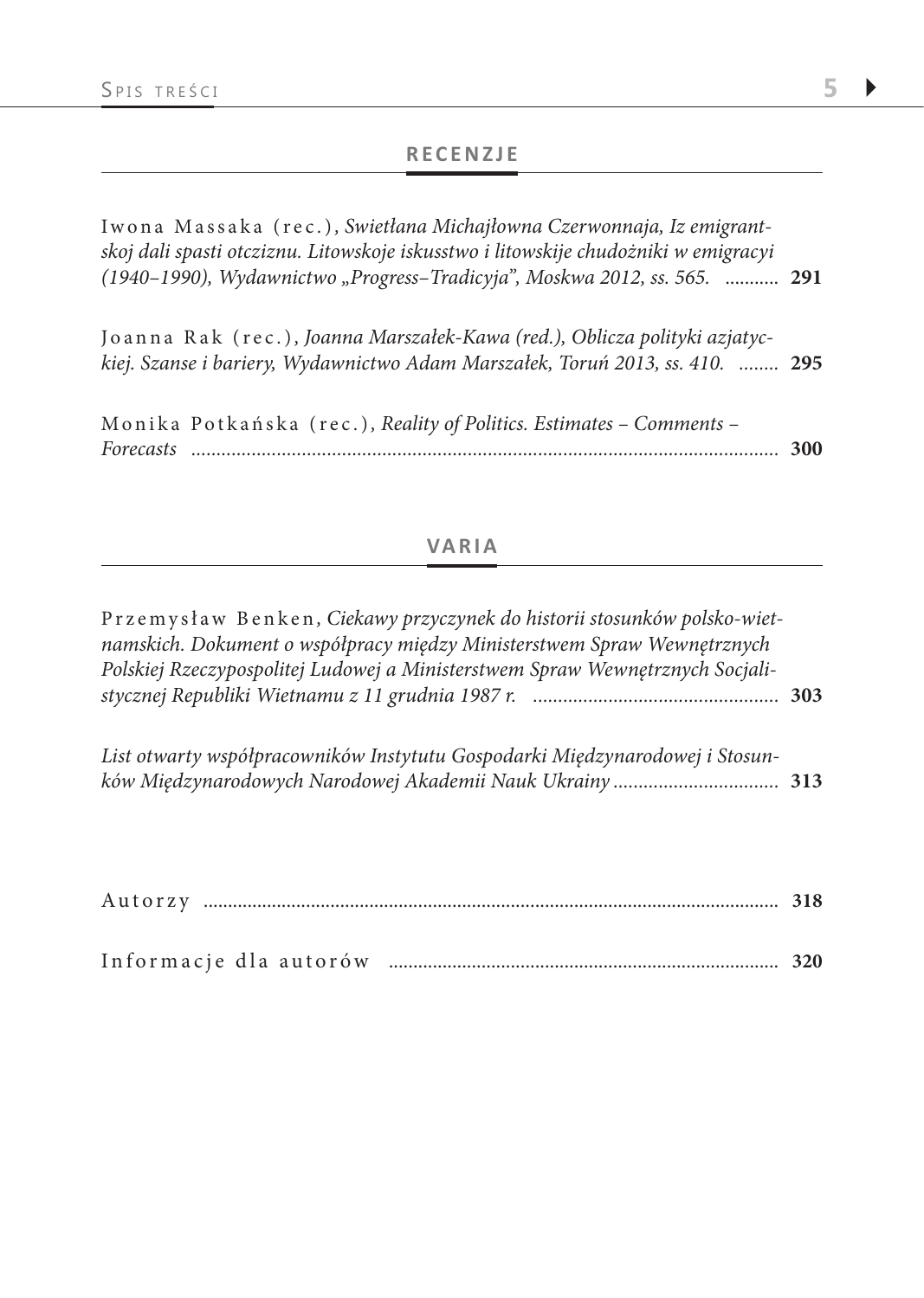## RECENZJE

Iwona Massaka (rec.), *Swietłana Michajłowna Czerwonnaja, Iz emigrantskoj dali spasti otcziznu. Litowskoje iskusstwo i litowskije chudożniki w emigracyi (1940–1990), Wydawnictwo „Progress–Tradicyja", Moskwa 2012, ss. 565.* ........... **291**

Joanna Rak (rec.), *Joanna Marszałek-Kawa (red.), Oblicza polityki azjatyckiej. Szanse i bariery, Wydawnictwo Adam Marszałek, Toruń 2013, ss. 410.* ........ **295**

Monika Potkańska (rec.), *Reality of Politics. Estimates – Comments – Forecasts* ........ **300**

## VARIA

Przemysław Benken, *Ciekawy przyczynek do historii stosunków polsko-wietnamskich. Dokument o współpracy między Ministerstwem Spraw Wewnętrznych Polskiej Rzeczypospolitej Ludowej a Ministerstwem Spraw Wewnętrznych Socjalistycznej Republiki Wietnamu z 11 grudnia 1987 r.* ........ **303**

*List otwarty współpracowników Instytutu Gospodarki Międzynarodowej i Stosunków Międzynarodowych Narodowej Akademii Nauk Ukrainy* ........ **313**

Autorzy ........ **318**

Informacje dla autorów ........ **320**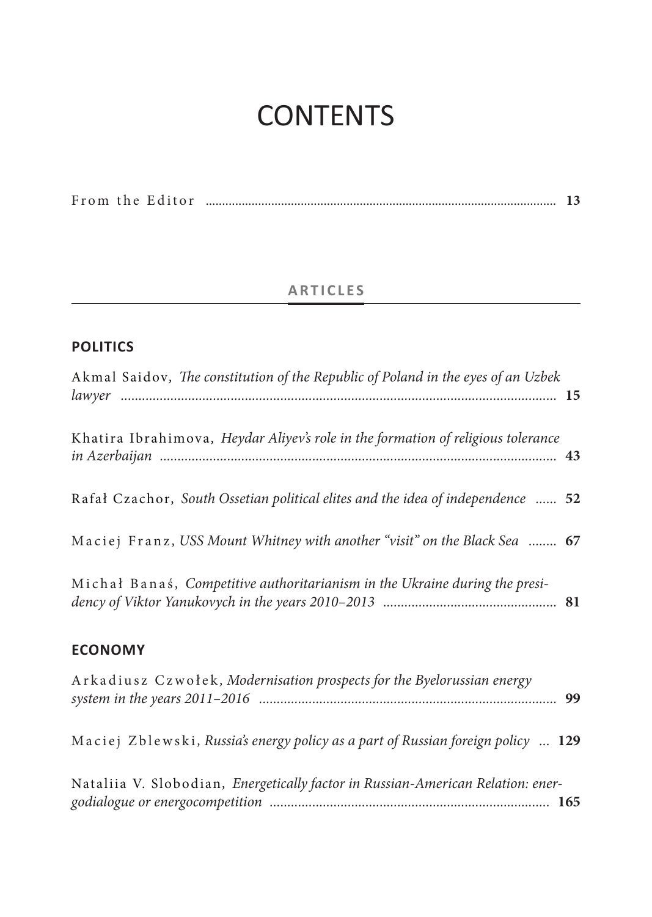# CONTENTS

From the Editor ........................................................................................................ **13**

## ARTICLES

### POLITICS

Akmal Saidov, *The constitution of the Republic of Poland in the eyes of an Uzbek lawyer* ........................................................................................................ **15**

Khatira Ibrahimova, *Heydar Aliyev's role in the formation of religious tolerance in Azerbaijan* ........................................................................................................ **43**

Rafał Czachor, *South Ossetian political elites and the idea of independence* ...... **52**

Maciej Franz, *USS Mount Whitney with another "visit" on the Black Sea* ........ **67**

Michał Banaś, *Competitive authoritarianism in the Ukraine during the presidency of Viktor Yanukovych in the years 2010–2013* ................................................ **81**

### ECONOMY

Arkadiusz Czwołek, *Modernisation prospects for the Byelorussian energy system in the years 2011–2016* .................................................................................... **99**

Maciej Zblewski, *Russia's energy policy as a part of Russian foreign policy* ... **129**

Nataliia V. Slobodian, *Energetically factor in Russian-American Relation: energodialogue or energocompetition* .............................................................................. **165**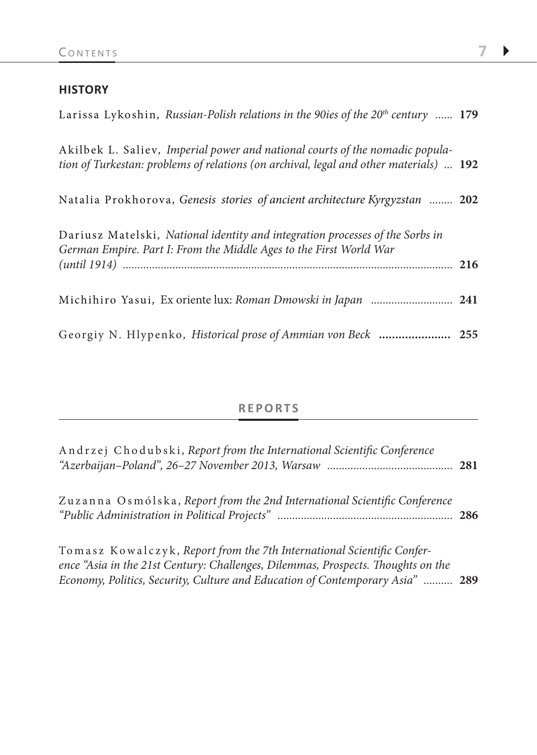## HISTORY

Larissa Lykoshin, *Russian-Polish relations in the 90ies of the 20th century* ...... **179**

Akilbek L. Saliev, *Imperial power and national courts of the nomadic population of Turkestan: problems of relations (on archival, legal and other materials)* ... **192**

Natalia Prokhorova, *Genesis stories of ancient architecture Kyrgyzstan* ........ **202**

Dariusz Matelski, *National identity and integration processes of the Sorbs in German Empire. Part I: From the Middle Ages to the First World War (until 1914)* ................................................................................................ **216**

Michihiro Yasui, Ex oriente lux: *Roman Dmowski in Japan* ............................ **241**

Georgiy N. Hlypenko, *Historical prose of Ammian von Beck* ...................... **255**

## REPORTS

Andrzej Chodubski, *Report from the International Scientific Conference "Azerbaijan–Poland", 26–27 November 2013, Warsaw* .......................................... **281**

Zuzanna Osmólska, *Report from the 2nd International Scientific Conference "Public Administration in Political Projects"* ........................................................... **286**

Tomasz Kowalczyk, *Report from the 7th International Scientific Conference "Asia in the 21st Century: Challenges, Dilemmas, Prospects. Thoughts on the Economy, Politics, Security, Culture and Education of Contemporary Asia"* .......... **289**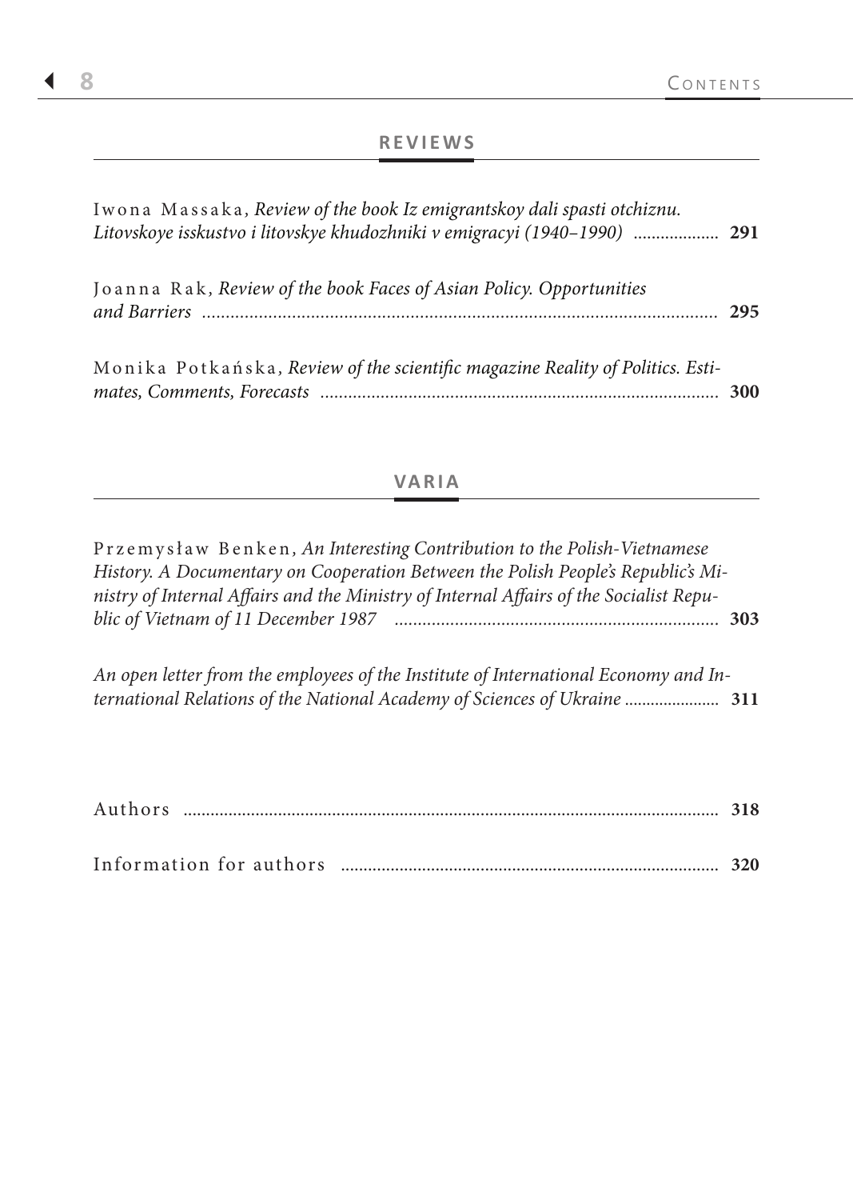## REVIEWS

Iwona Massaka, *Review of the book Iz emigrantskoy dali spasti otchiznu. Litovskoye isskustvo i litovskye khudozhniki v emigracyi (1940–1990)* .................. **291**

Joanna Rak, *Review of the book Faces of Asian Policy. Opportunities and Barriers* .......................................................................................................... **295**

Monika Potkańska, *Review of the scientific magazine Reality of Politics. Estimates, Comments, Forecasts* ..................................................................................... **300**

## VARIA

Przemysław Benken, *An Interesting Contribution to the Polish-Vietnamese History. A Documentary on Cooperation Between the Polish People's Republic's Ministry of Internal Affairs and the Ministry of Internal Affairs of the Socialist Republic of Vietnam of 11 December 1987* ...................................................................... **303**

*An open letter from the employees of the Institute of International Economy and International Relations of the National Academy of Sciences of Ukraine* ..................... **311**

Authors ...................................................................................................................... **318**

Information for authors ................................................................................... **320**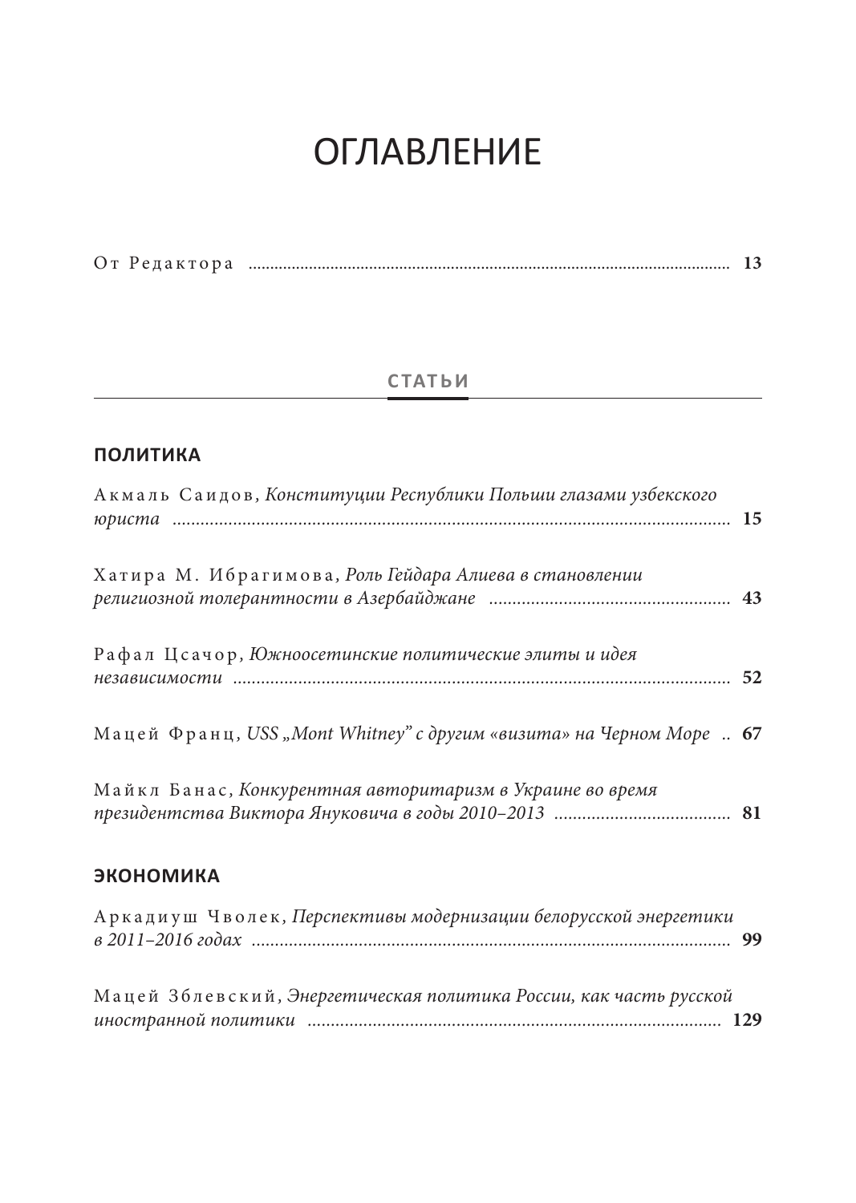# ОГЛАВЛЕНИЕ

От Редактора ............................................................ **13**

## СТАТЬИ

### ПОЛИТИКА

Акмаль Саидов, *Конституции Республики Польши глазами узбекского юриста* ............................................................ **15**

Хатира М. Ибрагимова, *Роль Гейдара Алиева в становлении религиозной толерантности в Азербайджане* ............................................................ **43**

Рафал Цсачор, *Южноосетинские политические элиты и идея независимости* ............................................................ **52**

Мацей Франц, *USS „Mont Whitney" с другим «визита» на Черном Море* .. **67**

Майкл Банас, *Конкурентная авторитаризм в Украине во время президентства Виктора Януковича в годы 2010–2013* ............................................................ **81**

### ЭКОНОМИКА

Аркадиуш Чволек, *Перспективы модернизации белорусской энергетики в 2011–2016 годах* ............................................................ **99**

Мацей Зблевский, *Энергетическая политика России, как часть русской иностранной политики* ............................................................ **129**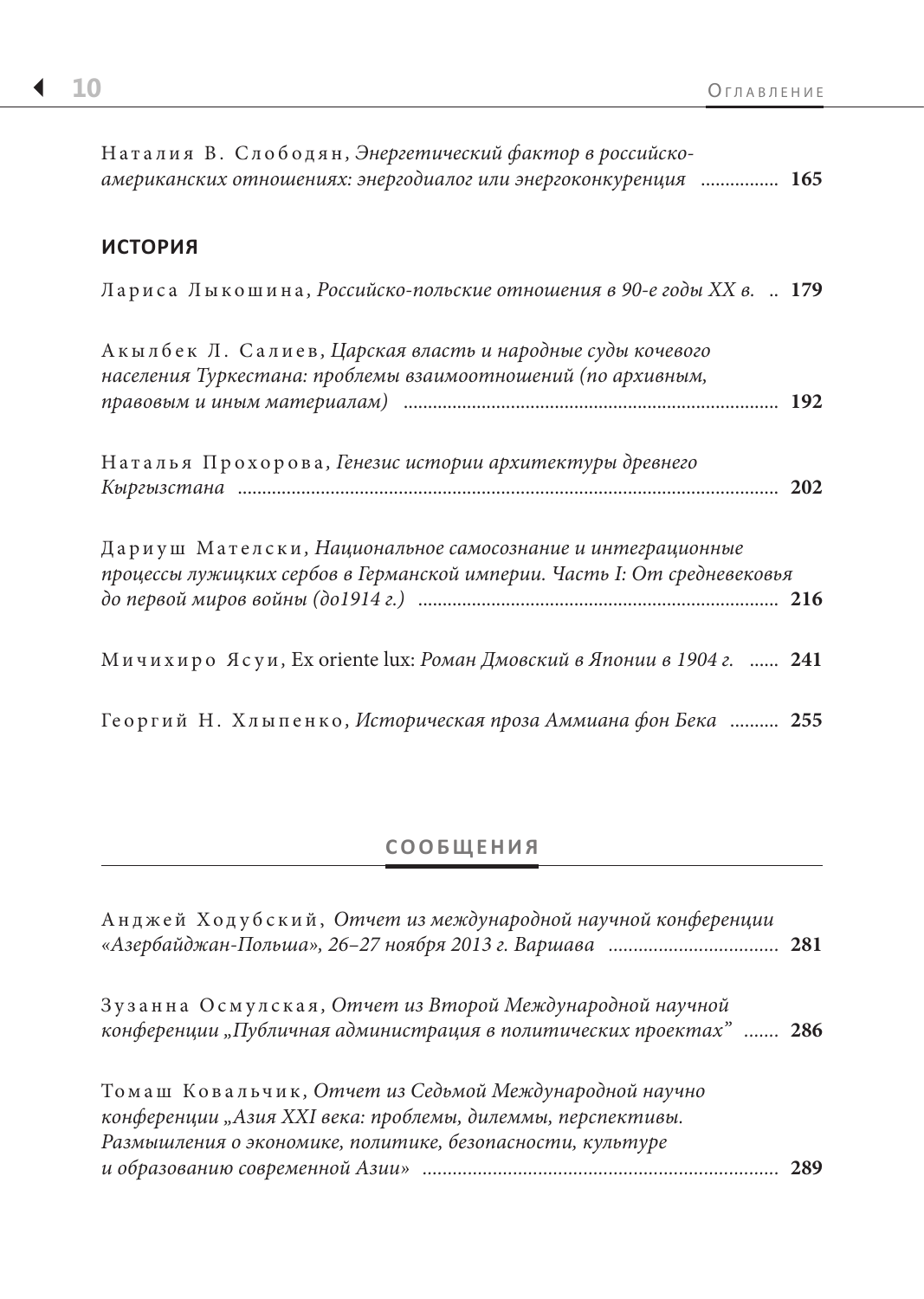Наталия В. Слободян, *Энергетический фактор в российско-американских отношениях: энергодиалог или энергоконкуренция* ................ **165**

## ИСТОРИЯ

Лариса Лыкошина, *Российско-польские отношения в 90-е годы XX в.* .. **179**

Акылбек Л. Салиев, *Царская власть и народные суды кочевого населения Туркестана: проблемы взаимоотношений (по архивным, правовым и иным материалам)* ........................................................................ **192**

Наталья Прохорова, *Генезис истории архитектуры древнего Кыргызстана* ........................................................................................................ **202**

Дариуш Мателски, *Национальное самосознание и интеграционные процессы лужицких сербов в Германской империи. Часть I: От средневековья до первой миров войны (до1914 г.)* ........................................................................ **216**

Мичихиро Ясуи, Ex oriente lux: *Роман Дмовский в Японии в 1904 г.* ...... **241**

Георгий Н. Хлыпенко, *Историческая проза Аммиана фон Бека* .......... **255**

## СООБЩЕНИЯ

Анджей Ходубский, *Отчет из международной научной конференции «Азербайджан-Польша», 26–27 ноября 2013 г. Варшава* ................................. **281**

Зузанна Осмулская, *Отчет из Второй Международной научной конференции „Публичная администрация в политических проектах”* ....... **286**

Томаш Ковальчик, *Отчет из Седьмой Международной научно конференции „Азия XXI века: проблемы, дилеммы, перспективы. Размышления о экономике, политике, безопасности, культуре и образованию современной Азии»* ....................................................................... **289**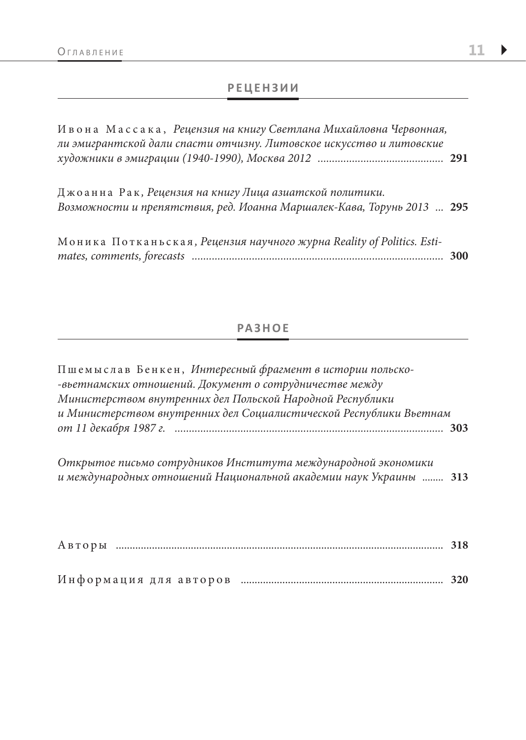## РЕЦЕНЗИИ

Ивона Массака, *Рецензия на книгу Светлана Михайловна Червонная, ли эмигрантской дали спасти отчизну. Литовское искусство и литовские художники в эмиграции (1940-1990), Москва 2012* ........................................... **291**

Джоанна Рак, *Рецензия на книгу Лица азиатской политики. Возможности и препятствия, ред. Иоанна Маршалек-Кава, Торунь 2013* ... **295**

Моника Потканьская, *Рецензия научного журна Reality of Politics. Estimates, comments, forecasts* ....................................................................................... **300**

## РАЗНОЕ

Пшемыслав Бенкен, *Интересный фрагмент в истории польско--вьетнамских отношений. Документ о сотрудничестве между Министерством внутренних дел Польской Народной Республики и Министерством внутренних дел Социалистической Республики Вьетнам от 11 декабря 1987 г.* ............................................................................................ **303**

*Открытое письмо сотрудников Института международной экономики и международных отношений Национальной академии наук Украины* ........ **313**

Авторы .................................................................................................................... **318**

Информация для авторов ....................................................................... **320**